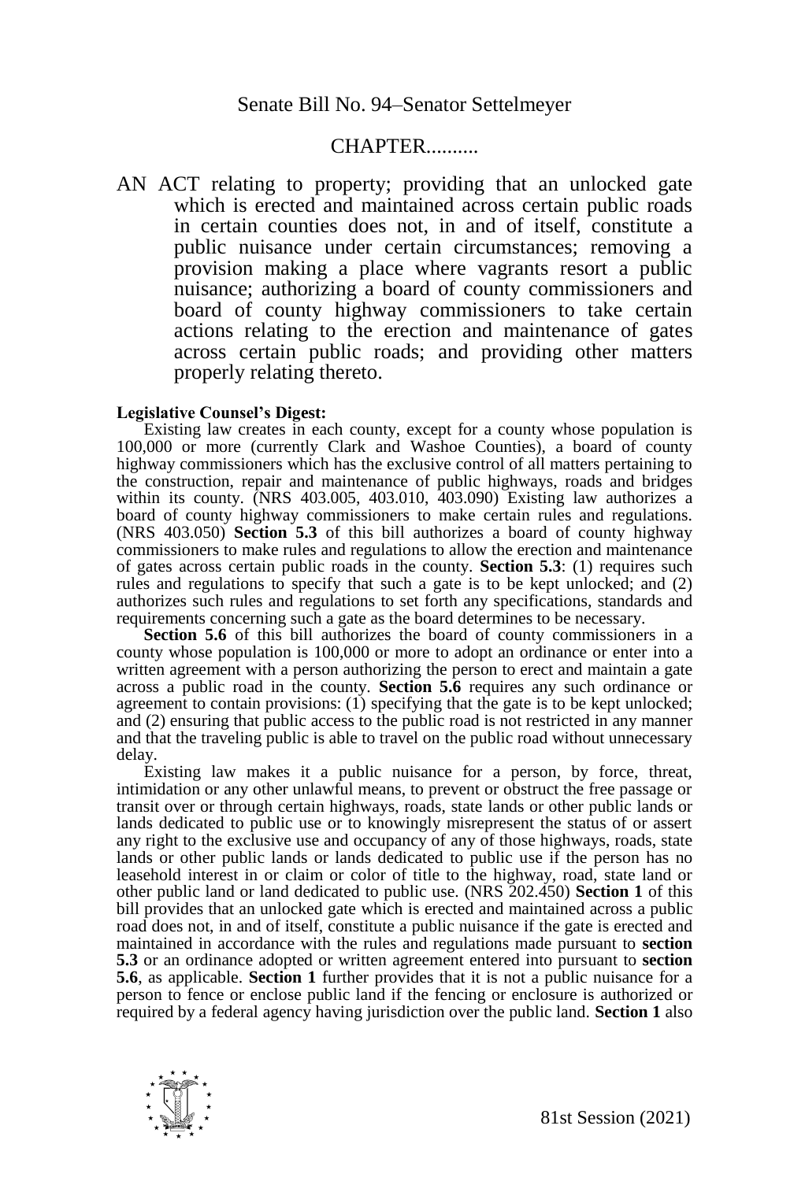Senate Bill No. 94–Senator Settelmeyer

CHAPTER..........

AN ACT relating to property; providing that an unlocked gate which is erected and maintained across certain public roads in certain counties does not, in and of itself, constitute a public nuisance under certain circumstances; removing a provision making a place where vagrants resort a public nuisance; authorizing a board of county commissioners and board of county highway commissioners to take certain actions relating to the erection and maintenance of gates across certain public roads; and providing other matters properly relating thereto.

**Legislative Counsel's Digest:**

Existing law creates in each county, except for a county whose population is 100,000 or more (currently Clark and Washoe Counties), a board of county highway commissioners which has the exclusive control of all matters pertaining to the construction, repair and maintenance of public highways, roads and bridges within its county. (NRS 403.005, 403.010, 403.090) Existing law authorizes a board of county highway commissioners to make certain rules and regulations. (NRS 403.050) **Section 5.3** of this bill authorizes a board of county highway commissioners to make rules and regulations to allow the erection and maintenance of gates across certain public roads in the county. **Section 5.3**: (1) requires such rules and regulations to specify that such a gate is to be kept unlocked; and (2) authorizes such rules and regulations to set forth any specifications, standards and requirements concerning such a gate as the board determines to be necessary.

**Section 5.6** of this bill authorizes the board of county commissioners in a county whose population is 100,000 or more to adopt an ordinance or enter into a written agreement with a person authorizing the person to erect and maintain a gate across a public road in the county. **Section 5.6** requires any such ordinance or agreement to contain provisions: (1) specifying that the gate is to be kept unlocked; and (2) ensuring that public access to the public road is not restricted in any manner and that the traveling public is able to travel on the public road without unnecessary delay.

Existing law makes it a public nuisance for a person, by force, threat, intimidation or any other unlawful means, to prevent or obstruct the free passage or transit over or through certain highways, roads, state lands or other public lands or lands dedicated to public use or to knowingly misrepresent the status of or assert any right to the exclusive use and occupancy of any of those highways, roads, state lands or other public lands or lands dedicated to public use if the person has no leasehold interest in or claim or color of title to the highway, road, state land or other public land or land dedicated to public use. (NRS 202.450) **Section 1** of this bill provides that an unlocked gate which is erected and maintained across a public road does not, in and of itself, constitute a public nuisance if the gate is erected and maintained in accordance with the rules and regulations made pursuant to **section 5.3** or an ordinance adopted or written agreement entered into pursuant to **section 5.6**, as applicable. **Section 1** further provides that it is not a public nuisance for a person to fence or enclose public land if the fencing or enclosure is authorized or required by a federal agency having jurisdiction over the public land. **Section 1** also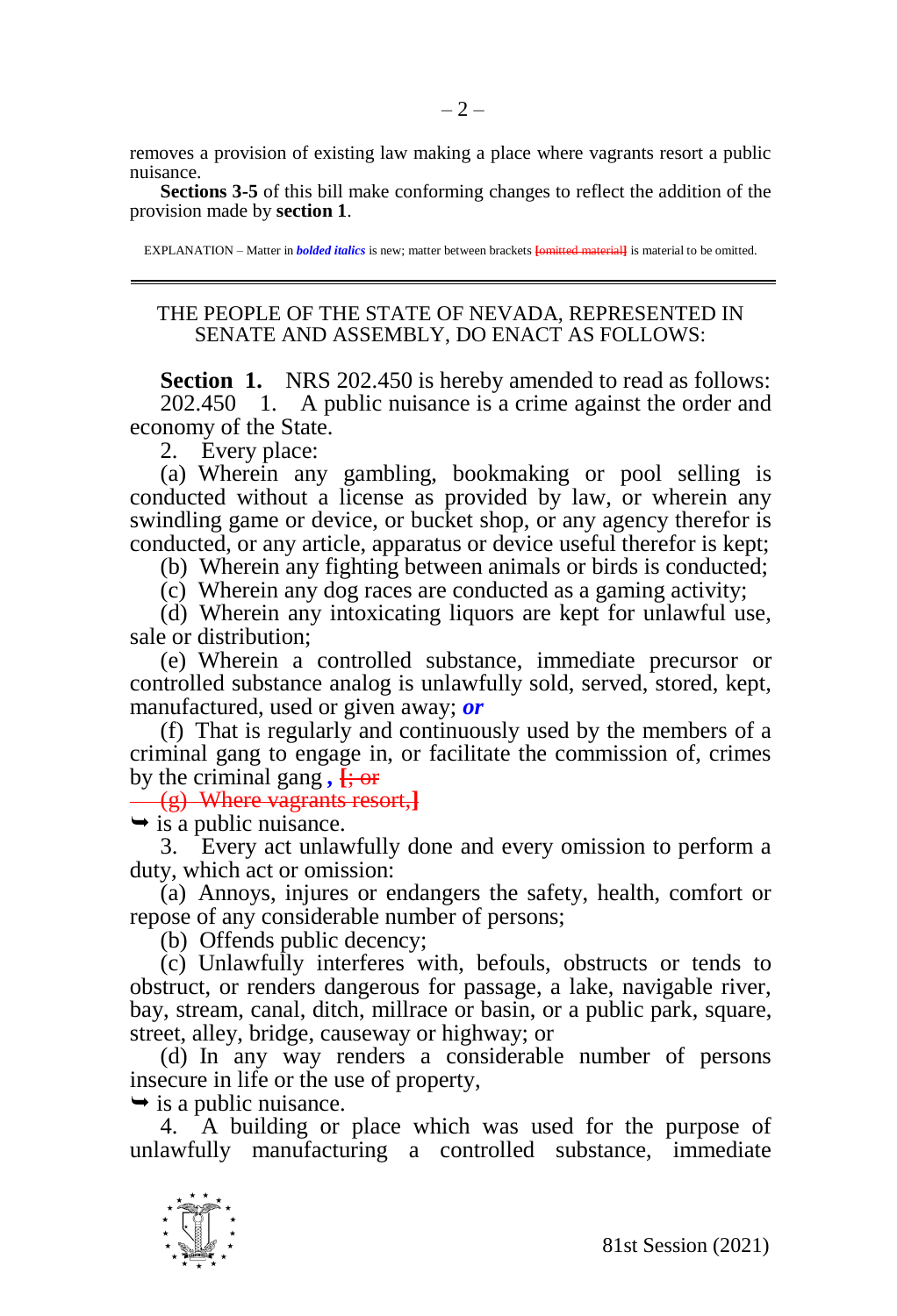removes a provision of existing law making a place where vagrants resort a public nuisance.

**Sections 3-5** of this bill make conforming changes to reflect the addition of the provision made by **section 1**.

EXPLANATION – Matter in ***bolded italics*** is new; matter between brackets [omitted material] is material to be omitted.

---

THE PEOPLE OF THE STATE OF NEVADA, REPRESENTED IN SENATE AND ASSEMBLY, DO ENACT AS FOLLOWS:

**Section 1.** NRS 202.450 is hereby amended to read as follows:

202.450 1. A public nuisance is a crime against the order and economy of the State.

2. Every place:

(a) Wherein any gambling, bookmaking or pool selling is conducted without a license as provided by law, or wherein any swindling game or device, or bucket shop, or any agency therefor is conducted, or any article, apparatus or device useful therefor is kept;

(b) Wherein any fighting between animals or birds is conducted;

(c) Wherein any dog races are conducted as a gaming activity;

(d) Wherein any intoxicating liquors are kept for unlawful use, sale or distribution;

(e) Wherein a controlled substance, immediate precursor or controlled substance analog is unlawfully sold, served, stored, kept, manufactured, used or given away; ***or***

(f) That is regularly and continuously used by the members of a criminal gang to engage in, or facilitate the commission of, crimes by the criminal gang ***,*** [; or

(g) Where vagrants resort,]

➥ is a public nuisance.

3. Every act unlawfully done and every omission to perform a duty, which act or omission:

(a) Annoys, injures or endangers the safety, health, comfort or repose of any considerable number of persons;

(b) Offends public decency;

(c) Unlawfully interferes with, befouls, obstructs or tends to obstruct, or renders dangerous for passage, a lake, navigable river, bay, stream, canal, ditch, millrace or basin, or a public park, square, street, alley, bridge, causeway or highway; or

(d) In any way renders a considerable number of persons insecure in life or the use of property,

➥ is a public nuisance.

4. A building or place which was used for the purpose of unlawfully manufacturing a controlled substance, immediate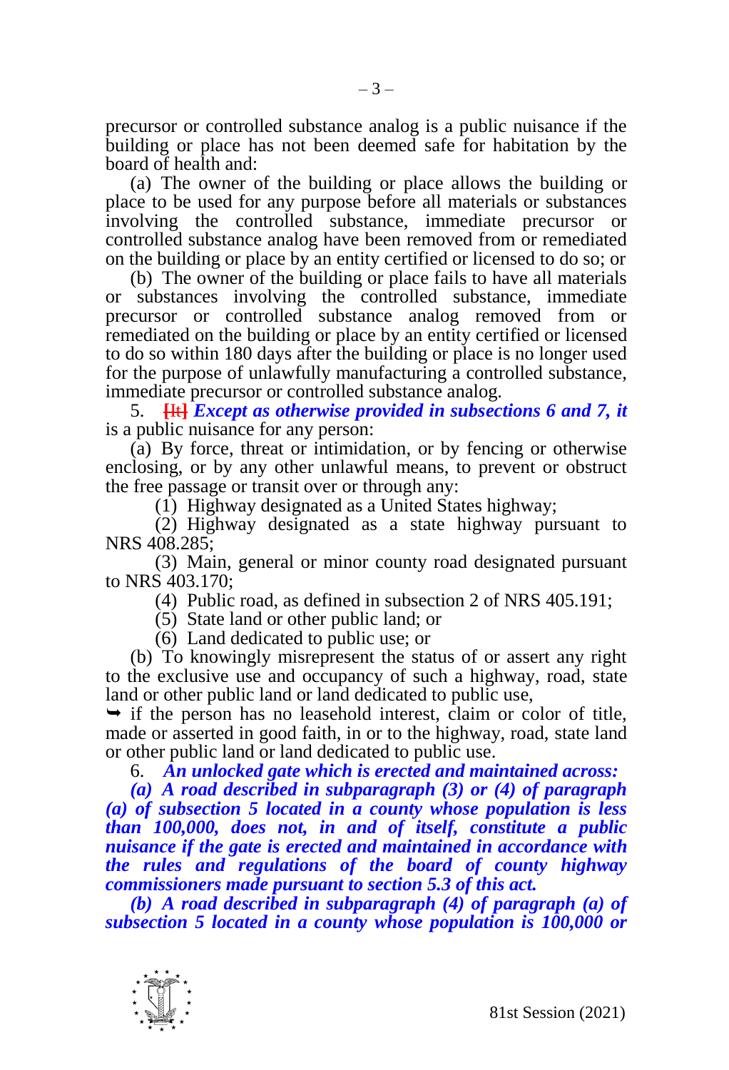precursor or controlled substance analog is a public nuisance if the building or place has not been deemed safe for habitation by the board of health and:

(a) The owner of the building or place allows the building or place to be used for any purpose before all materials or substances involving the controlled substance, immediate precursor or controlled substance analog have been removed from or remediated on the building or place by an entity certified or licensed to do so; or

(b) The owner of the building or place fails to have all materials or substances involving the controlled substance, immediate precursor or controlled substance analog removed from or remediated on the building or place by an entity certified or licensed to do so within 180 days after the building or place is no longer used for the purpose of unlawfully manufacturing a controlled substance, immediate precursor or controlled substance analog.

5. **[It]** ***Except as otherwise provided in subsections 6 and 7, it*** is a public nuisance for any person:

(a) By force, threat or intimidation, or by fencing or otherwise enclosing, or by any other unlawful means, to prevent or obstruct the free passage or transit over or through any:

(1) Highway designated as a United States highway;

(2) Highway designated as a state highway pursuant to NRS 408.285;

(3) Main, general or minor county road designated pursuant to NRS 403.170;

(4) Public road, as defined in subsection 2 of NRS 405.191;

(5) State land or other public land; or

(6) Land dedicated to public use; or

(b) To knowingly misrepresent the status of or assert any right to the exclusive use and occupancy of such a highway, road, state land or other public land or land dedicated to public use,

➥ if the person has no leasehold interest, claim or color of title, made or asserted in good faith, in or to the highway, road, state land or other public land or land dedicated to public use.

6. ***An unlocked gate which is erected and maintained across:***

***(a) A road described in subparagraph (3) or (4) of paragraph (a) of subsection 5 located in a county whose population is less than 100,000, does not, in and of itself, constitute a public nuisance if the gate is erected and maintained in accordance with the rules and regulations of the board of county highway commissioners made pursuant to section 5.3 of this act.***

***(b) A road described in subparagraph (4) of paragraph (a) of subsection 5 located in a county whose population is 100,000 or***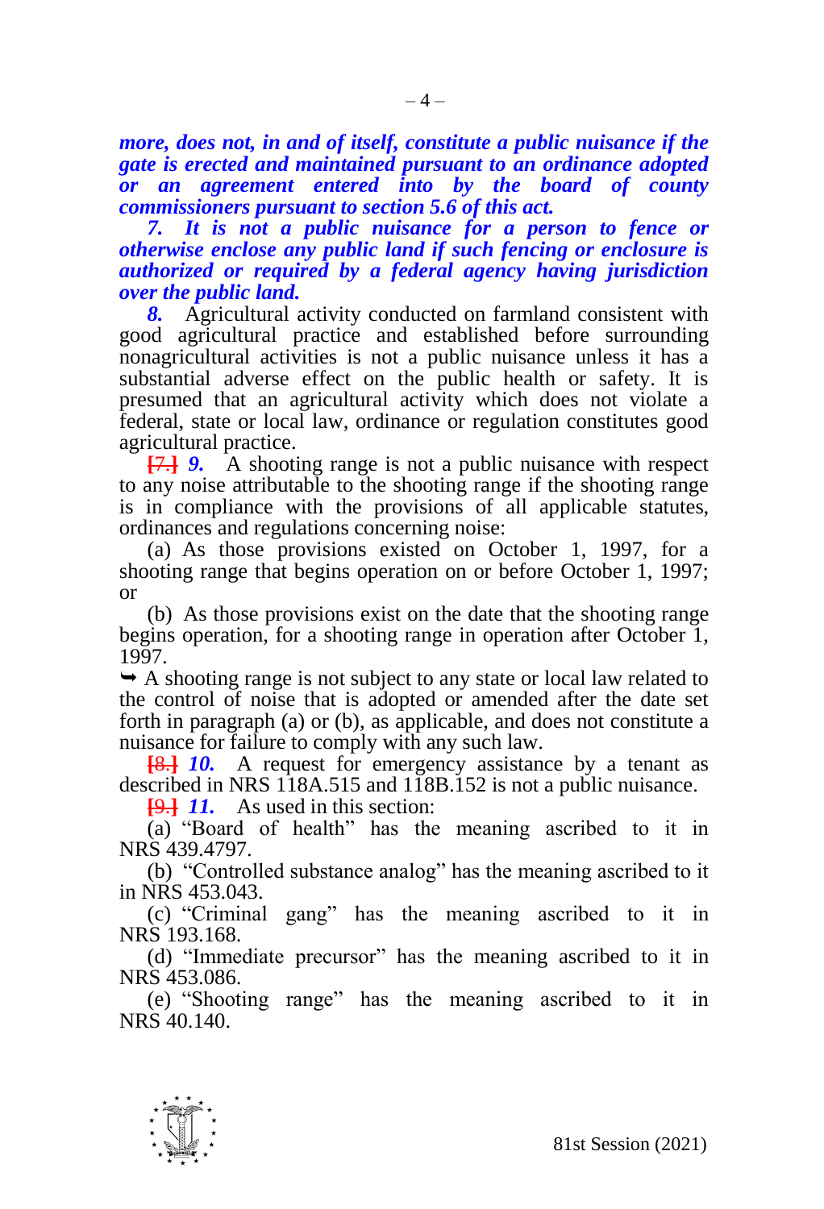***more, does not, in and of itself, constitute a public nuisance if the gate is erected and maintained pursuant to an ordinance adopted or an agreement entered into by the board of county commissioners pursuant to section 5.6 of this act.***

***7. It is not a public nuisance for a person to fence or otherwise enclose any public land if such fencing or enclosure is authorized or required by a federal agency having jurisdiction over the public land.***

***8.*** Agricultural activity conducted on farmland consistent with good agricultural practice and established before surrounding nonagricultural activities is not a public nuisance unless it has a substantial adverse effect on the public health or safety. It is presumed that an agricultural activity which does not violate a federal, state or local law, ordinance or regulation constitutes good agricultural practice.

~~[7.]~~ ***9.*** A shooting range is not a public nuisance with respect to any noise attributable to the shooting range if the shooting range is in compliance with the provisions of all applicable statutes, ordinances and regulations concerning noise:

(a) As those provisions existed on October 1, 1997, for a shooting range that begins operation on or before October 1, 1997; or

(b) As those provisions exist on the date that the shooting range begins operation, for a shooting range in operation after October 1, 1997.

➥ A shooting range is not subject to any state or local law related to the control of noise that is adopted or amended after the date set forth in paragraph (a) or (b), as applicable, and does not constitute a nuisance for failure to comply with any such law.

~~[8.]~~ ***10.*** A request for emergency assistance by a tenant as described in NRS 118A.515 and 118B.152 is not a public nuisance.

~~[9.]~~ ***11.*** As used in this section:

(a) "Board of health" has the meaning ascribed to it in NRS 439.4797.

(b) "Controlled substance analog" has the meaning ascribed to it in NRS 453.043.

(c) "Criminal gang" has the meaning ascribed to it in NRS 193.168.

(d) "Immediate precursor" has the meaning ascribed to it in NRS 453.086.

(e) "Shooting range" has the meaning ascribed to it in NRS 40.140.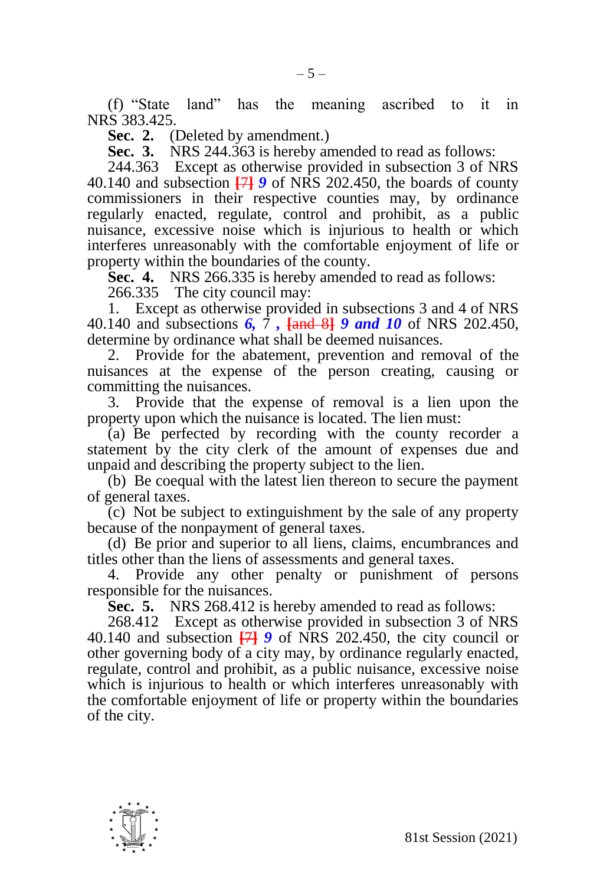(f) "State land" has the meaning ascribed to it in NRS 383.425.

**Sec. 2.** (Deleted by amendment.)

**Sec. 3.** NRS 244.363 is hereby amended to read as follows:

244.363 Except as otherwise provided in subsection 3 of NRS 40.140 and subsection [7] ***9*** of NRS 202.450, the boards of county commissioners in their respective counties may, by ordinance regularly enacted, regulate, control and prohibit, as a public nuisance, excessive noise which is injurious to health or which interferes unreasonably with the comfortable enjoyment of life or property within the boundaries of the county.

**Sec. 4.** NRS 266.335 is hereby amended to read as follows:

266.335 The city council may:

1. Except as otherwise provided in subsections 3 and 4 of NRS 40.140 and subsections ***6,*** 7 ***,*** [and 8] ***9 and 10*** of NRS 202.450, determine by ordinance what shall be deemed nuisances.

2. Provide for the abatement, prevention and removal of the nuisances at the expense of the person creating, causing or committing the nuisances.

3. Provide that the expense of removal is a lien upon the property upon which the nuisance is located. The lien must:

(a) Be perfected by recording with the county recorder a statement by the city clerk of the amount of expenses due and unpaid and describing the property subject to the lien.

(b) Be coequal with the latest lien thereon to secure the payment of general taxes.

(c) Not be subject to extinguishment by the sale of any property because of the nonpayment of general taxes.

(d) Be prior and superior to all liens, claims, encumbrances and titles other than the liens of assessments and general taxes.

4. Provide any other penalty or punishment of persons responsible for the nuisances.

**Sec. 5.** NRS 268.412 is hereby amended to read as follows:

268.412 Except as otherwise provided in subsection 3 of NRS 40.140 and subsection [7] ***9*** of NRS 202.450, the city council or other governing body of a city may, by ordinance regularly enacted, regulate, control and prohibit, as a public nuisance, excessive noise which is injurious to health or which interferes unreasonably with the comfortable enjoyment of life or property within the boundaries of the city.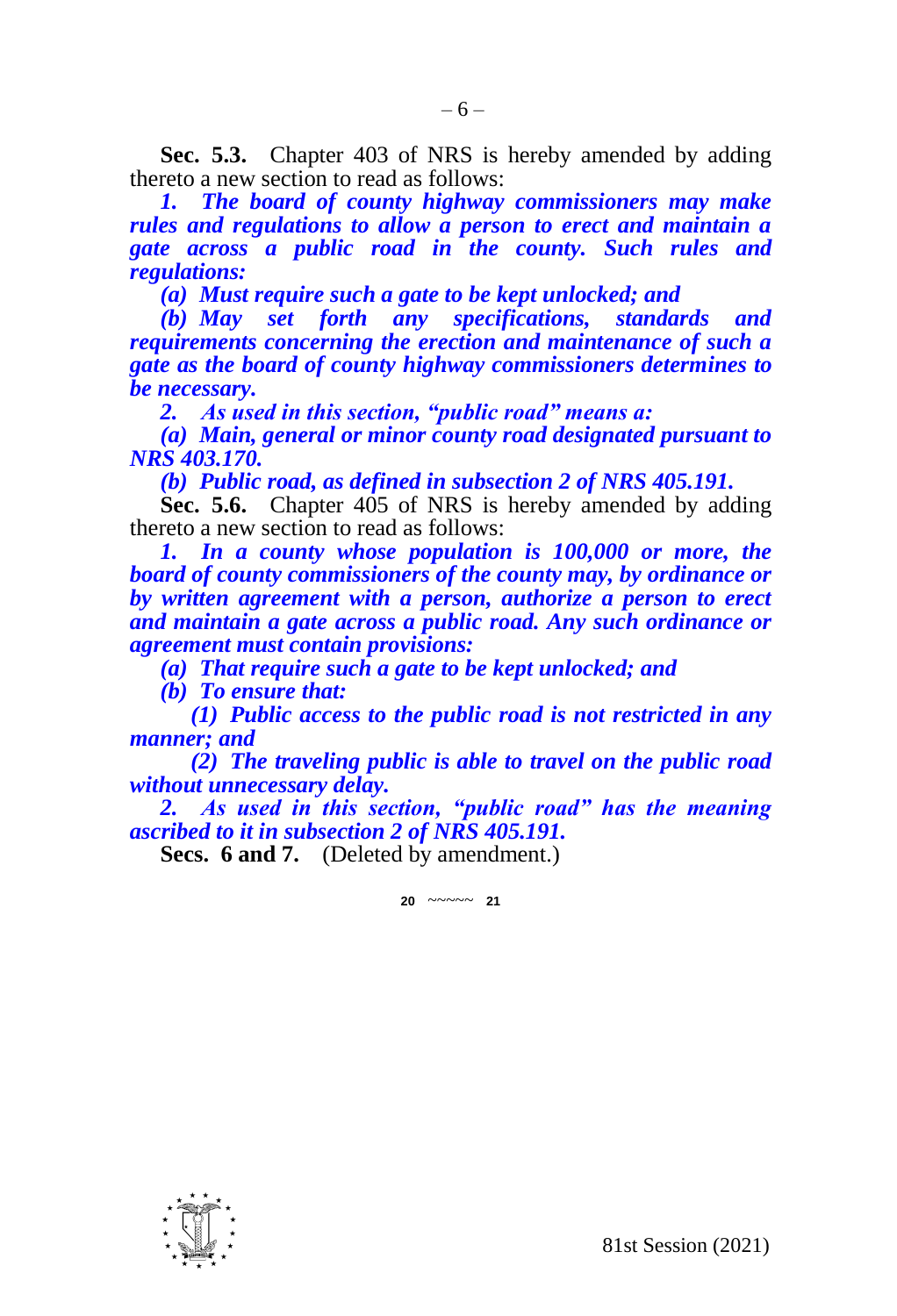**Sec. 5.3.** Chapter 403 of NRS is hereby amended by adding thereto a new section to read as follows:

***1. The board of county highway commissioners may make rules and regulations to allow a person to erect and maintain a gate across a public road in the county. Such rules and regulations:***

***(a) Must require such a gate to be kept unlocked; and***

***(b) May set forth any specifications, standards and requirements concerning the erection and maintenance of such a gate as the board of county highway commissioners determines to be necessary.***

***2. As used in this section, "public road" means a:***

***(a) Main, general or minor county road designated pursuant to NRS 403.170.***

***(b) Public road, as defined in subsection 2 of NRS 405.191.***

**Sec. 5.6.** Chapter 405 of NRS is hereby amended by adding thereto a new section to read as follows:

***1. In a county whose population is 100,000 or more, the board of county commissioners of the county may, by ordinance or by written agreement with a person, authorize a person to erect and maintain a gate across a public road. Any such ordinance or agreement must contain provisions:***

***(a) That require such a gate to be kept unlocked; and***

***(b) To ensure that:***

***(1) Public access to the public road is not restricted in any manner; and***

***(2) The traveling public is able to travel on the public road without unnecessary delay.***

***2. As used in this section, "public road" has the meaning ascribed to it in subsection 2 of NRS 405.191.***

**Secs. 6 and 7.** (Deleted by amendment.)

**20** ~~~~~ **21**